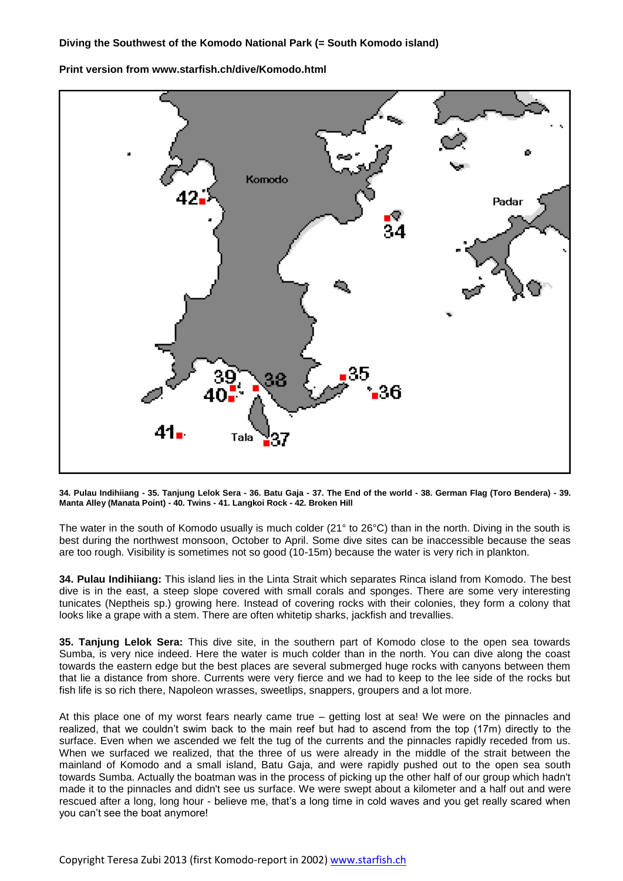**Diving the Southwest of the Komodo National Park (= South Komodo island)**

**Print version from www.starfish.ch/dive/Komodo.html**

**34. Pulau Indihiiang - 35. Tanjung Lelok Sera - 36. Batu Gaja - 37. The End of the world - 38. German Flag (Toro Bendera) - 39. Manta Alley (Manata Point) - 40. Twins - 41. Langkoi Rock - 42. Broken Hill**

The water in the south of Komodo usually is much colder (21° to 26°C) than in the north. Diving in the south is best during the northwest monsoon, October to April. Some dive sites can be inaccessible because the seas are too rough. Visibility is sometimes not so good (10-15m) because the water is very rich in plankton.

**34. Pulau Indihiiang:** This island lies in the Linta Strait which separates Rinca island from Komodo. The best dive is in the east, a steep slope covered with small corals and sponges. There are some very interesting tunicates (Neptheis sp.) growing here. Instead of covering rocks with their colonies, they form a colony that looks like a grape with a stem. There are often whitetip sharks, jackfish and trevallies.

**35. Tanjung Lelok Sera:** This dive site, in the southern part of Komodo close to the open sea towards Sumba, is very nice indeed. Here the water is much colder than in the north. You can dive along the coast towards the eastern edge but the best places are several submerged huge rocks with canyons between them that lie a distance from shore. Currents were very fierce and we had to keep to the lee side of the rocks but fish life is so rich there, Napoleon wrasses, sweetlips, snappers, groupers and a lot more.

At this place one of my worst fears nearly came true – getting lost at sea! We were on the pinnacles and realized, that we couldn't swim back to the main reef but had to ascend from the top (17m) directly to the surface. Even when we ascended we felt the tug of the currents and the pinnacles rapidly receded from us. When we surfaced we realized, that the three of us were already in the middle of the strait between the mainland of Komodo and a small island, Batu Gaja, and were rapidly pushed out to the open sea south towards Sumba. Actually the boatman was in the process of picking up the other half of our group which hadn't made it to the pinnacles and didn't see us surface. We were swept about a kilometer and a half out and were rescued after a long, long hour - believe me, that's a long time in cold waves and you get really scared when you can't see the boat anymore!

Copyright Teresa Zubi 2013 (first Komodo-report in 2002) www.starfish.ch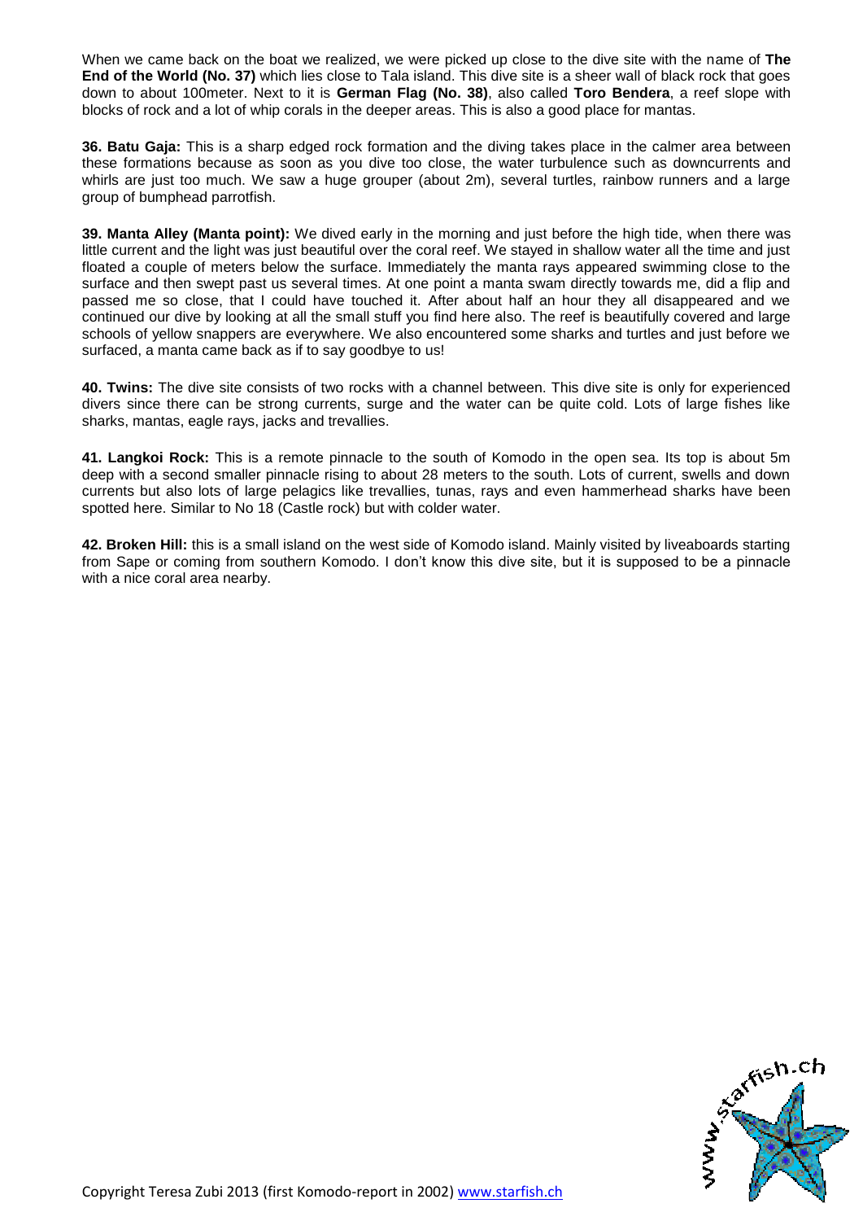When we came back on the boat we realized, we were picked up close to the dive site with the name of **The End of the World (No. 37)** which lies close to Tala island. This dive site is a sheer wall of black rock that goes down to about 100meter. Next to it is **German Flag (No. 38)**, also called **Toro Bendera**, a reef slope with blocks of rock and a lot of whip corals in the deeper areas. This is also a good place for mantas.

**36. Batu Gaja:** This is a sharp edged rock formation and the diving takes place in the calmer area between these formations because as soon as you dive too close, the water turbulence such as downcurrents and whirls are just too much. We saw a huge grouper (about 2m), several turtles, rainbow runners and a large group of bumphead parrotfish.

**39. Manta Alley (Manta point):** We dived early in the morning and just before the high tide, when there was little current and the light was just beautiful over the coral reef. We stayed in shallow water all the time and just floated a couple of meters below the surface. Immediately the manta rays appeared swimming close to the surface and then swept past us several times. At one point a manta swam directly towards me, did a flip and passed me so close, that I could have touched it. After about half an hour they all disappeared and we continued our dive by looking at all the small stuff you find here also. The reef is beautifully covered and large schools of yellow snappers are everywhere. We also encountered some sharks and turtles and just before we surfaced, a manta came back as if to say goodbye to us!

**40. Twins:** The dive site consists of two rocks with a channel between. This dive site is only for experienced divers since there can be strong currents, surge and the water can be quite cold. Lots of large fishes like sharks, mantas, eagle rays, jacks and trevallies.

**41. Langkoi Rock:** This is a remote pinnacle to the south of Komodo in the open sea. Its top is about 5m deep with a second smaller pinnacle rising to about 28 meters to the south. Lots of current, swells and down currents but also lots of large pelagics like trevallies, tunas, rays and even hammerhead sharks have been spotted here. Similar to No 18 (Castle rock) but with colder water.

**42. Broken Hill:** this is a small island on the west side of Komodo island. Mainly visited by liveaboards starting from Sape or coming from southern Komodo. I don't know this dive site, but it is supposed to be a pinnacle with a nice coral area nearby.